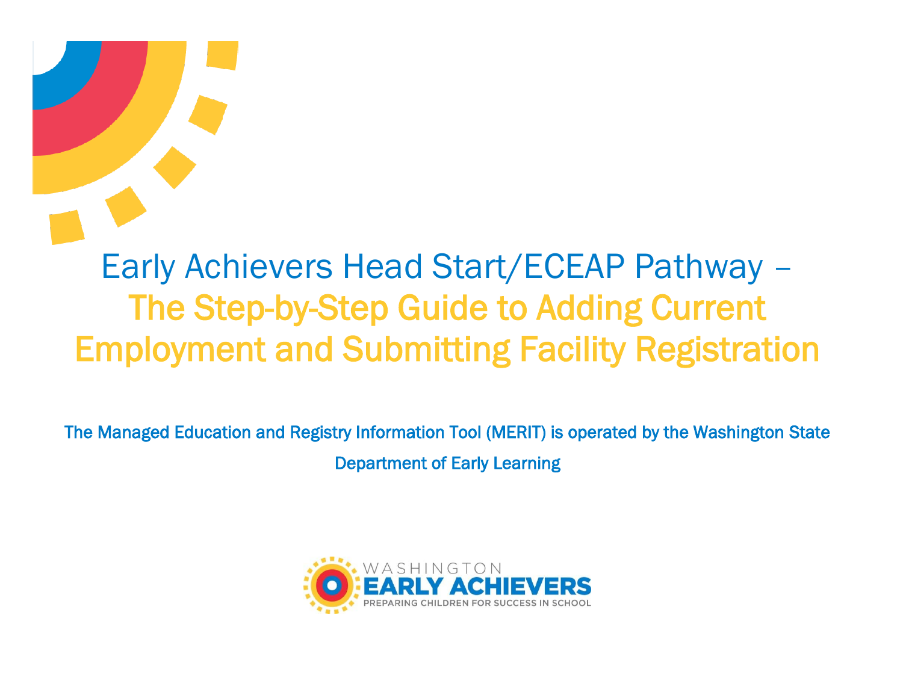# Early Achievers Head Start/ECEAP Pathway – The Step-by-Step Guide to Adding Current Employment and Submitting Facility Registration

The Managed Education and Registry Information Tool (MERIT) is operated by the Washington State Department of Early Learning

WASHINGTON
EARLY ACHIEVERS
PREPARING CHILDREN FOR SUCCESS IN SCHOOL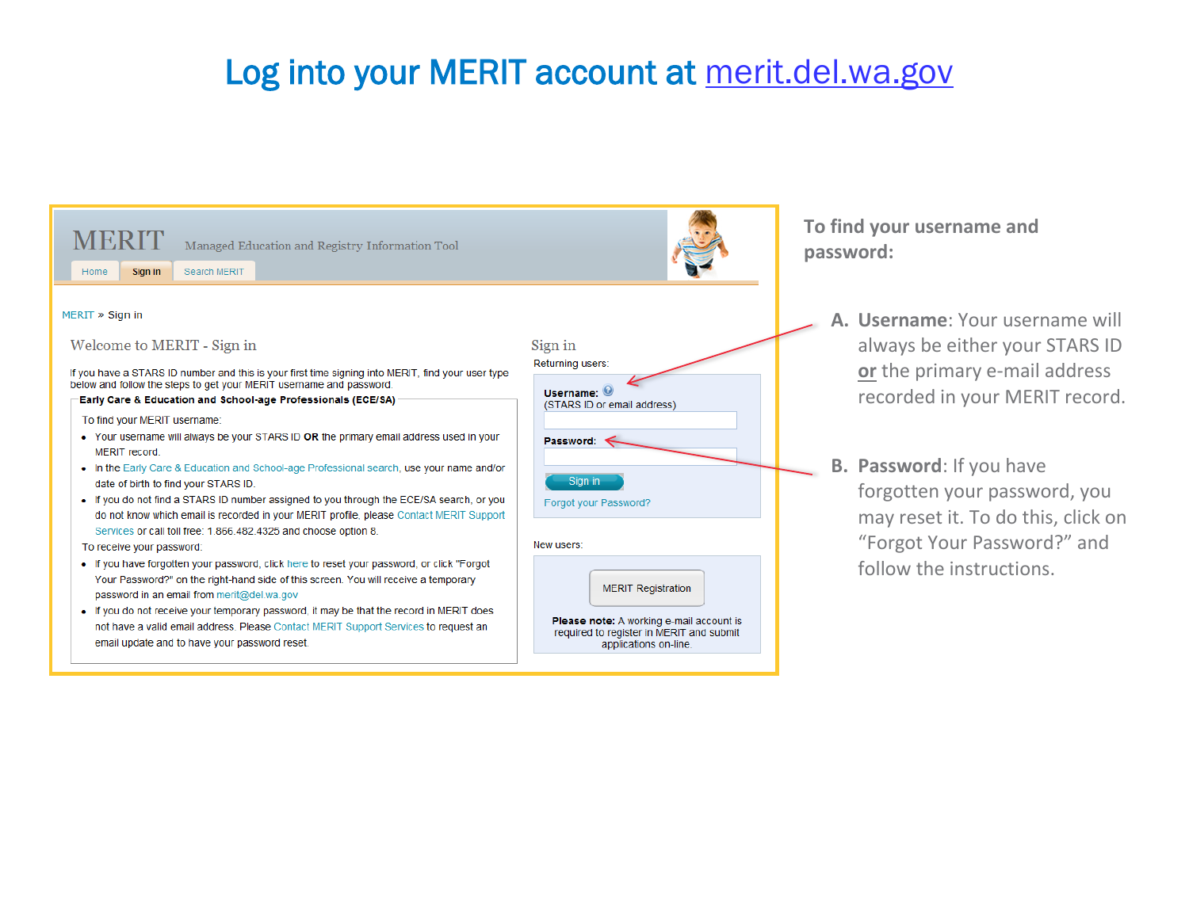# Log into your MERIT account at merit.del.wa.gov

MERIT Managed Education and Registry Information Tool

Home | Sign in | Search MERIT

MERIT » Sign in

Welcome to MERIT - Sign in

If you have a STARS ID number and this is your first time signing into MERIT, find your user type below and follow the steps to get your MERIT username and password.

**Early Care & Education and School-age Professionals (ECE/SA)**

To find your MERIT username:

- Your username will always be your STARS ID **OR** the primary email address used in your MERIT record.
- In the Early Care & Education and School-age Professional search, use your name and/or date of birth to find your STARS ID.
- If you do not find a STARS ID number assigned to you through the ECE/SA search, or you do not know which email is recorded in your MERIT profile, please Contact MERIT Support Services or call toll free: 1.866.482.4325 and choose option 8.

To receive your password:

- If you have forgotten your password, click here to reset your password, or click "Forgot Your Password?" on the right-hand side of this screen. You will receive a temporary password in an email from merit@del.wa.gov
- If you do not receive your temporary password, it may be that the record in MERIT does not have a valid email address. Please Contact MERIT Support Services to request an email update and to have your password reset.

Sign in

Returning users:

**Username:** (STARS ID or email address)

**Password:**

Sign in

Forgot your Password?

New users:

MERIT Registration

**Please note:** A working e-mail account is required to register in MERIT and submit applications on-line.

**To find your username and password:**

A. **Username**: Your username will always be either your STARS ID **or** the primary e-mail address recorded in your MERIT record.

B. **Password**: If you have forgotten your password, you may reset it. To do this, click on "Forgot Your Password?" and follow the instructions.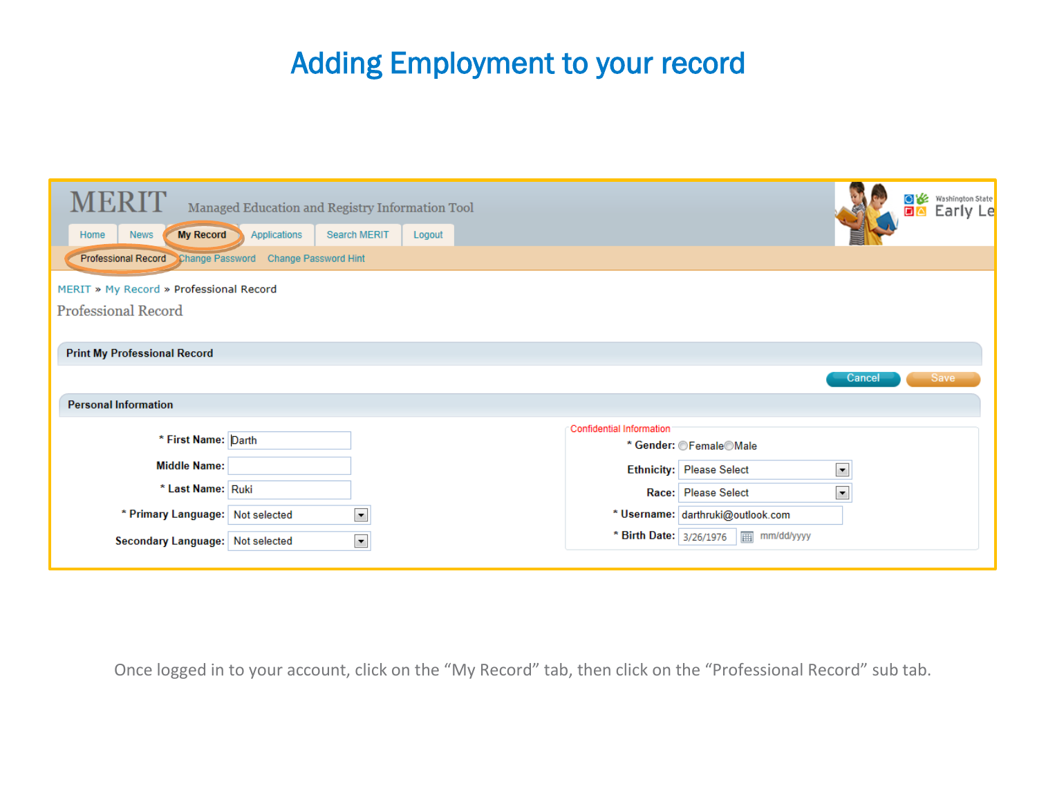# Adding Employment to your record

MERIT Managed Education and Registry Information Tool

Home | News | My Record | Applications | Search MERIT | Logout

Professional Record | Change Password | Change Password Hint

MERIT » My Record » Professional Record

Professional Record

**Print My Professional Record**

Cancel | Save

**Personal Information**

* First Name: Darth
Middle Name:
* Last Name: Ruki
* Primary Language: Not selected
Secondary Language: Not selected

Confidential Information
* Gender: Female Male
Ethnicity: Please Select
Race: Please Select
* Username: darthruki@outlook.com
* Birth Date: 3/26/1976 mm/dd/yyyy

Once logged in to your account, click on the "My Record" tab, then click on the "Professional Record" sub tab.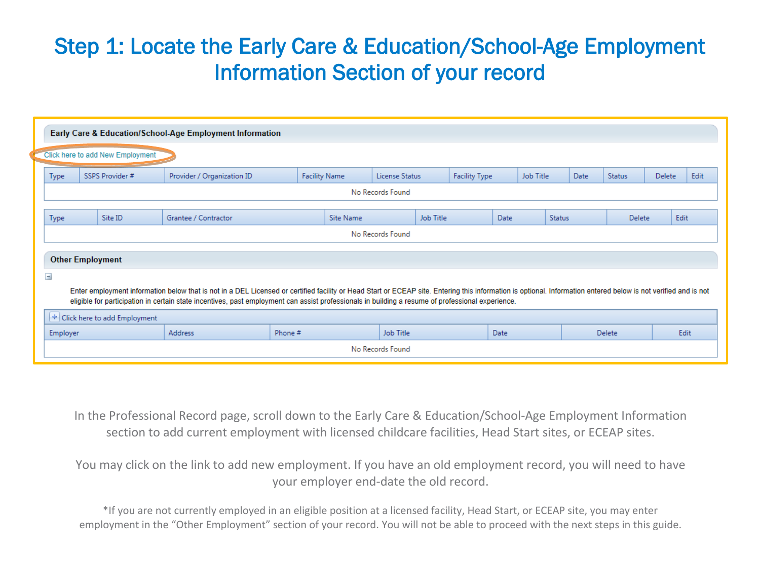# Step 1: Locate the Early Care & Education/School-Age Employment Information Section of your record

**Early Care & Education/School-Age Employment Information**

Click here to add New Employment

| Type | SSPS Provider # | Provider / Organization ID | Facility Name | License Status | Facility Type | Job Title | Date | Status | Delete | Edit |
|---|---|---|---|---|---|---|---|---|---|---|
| No Records Found | | | | | | | | | | |

| Type | Site ID | Grantee / Contractor | Site Name | Job Title | Date | Status | Delete | Edit |
|---|---|---|---|---|---|---|---|---|
| No Records Found | | | | | | | | |

**Other Employment**

Enter employment information below that is not in a DEL Licensed or certified facility or Head Start or ECEAP site. Entering this information is optional. Information entered below is not verified and is not eligible for participation in certain state incentives, past employment can assist professionals in building a resume of professional experience.

+ Click here to add Employment

| Employer | Address | Phone # | Job Title | Date | Delete | Edit |
|---|---|---|---|---|---|---|
| No Records Found | | | | | | |

In the Professional Record page, scroll down to the Early Care & Education/School-Age Employment Information section to add current employment with licensed childcare facilities, Head Start sites, or ECEAP sites.

You may click on the link to add new employment. If you have an old employment record, you will need to have your employer end-date the old record.

*If you are not currently employed in an eligible position at a licensed facility, Head Start, or ECEAP site, you may enter employment in the "Other Employment" section of your record. You will not be able to proceed with the next steps in this guide.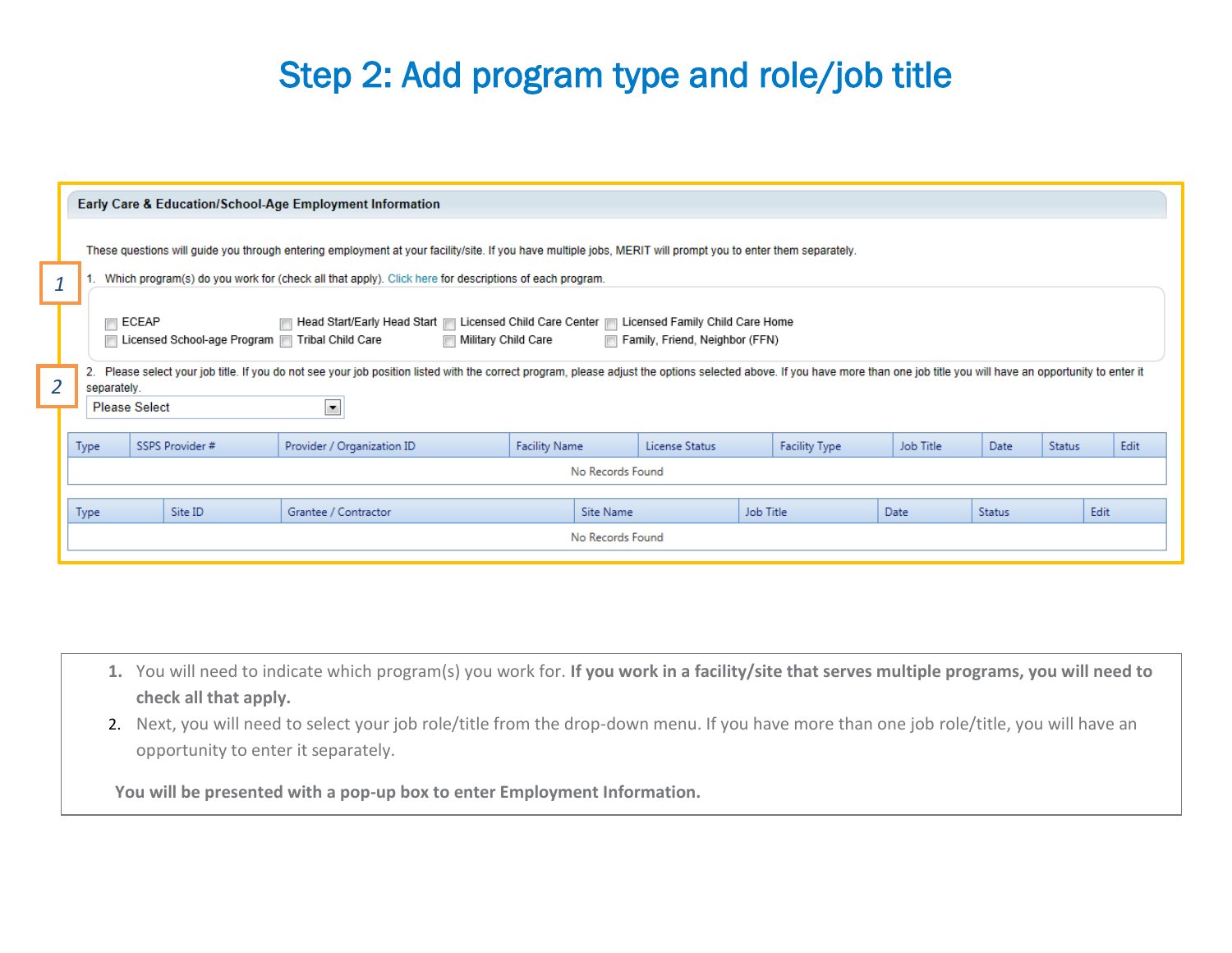# Step 2: Add program type and role/job title

**Early Care & Education/School-Age Employment Information**

These questions will guide you through entering employment at your facility/site. If you have multiple jobs, MERIT will prompt you to enter them separately.

1. Which program(s) do you work for (check all that apply). Click here for descriptions of each program.

- ECEAP
- Head Start/Early Head Start
- Licensed Child Care Center
- Licensed Family Child Care Home
- Licensed School-age Program
- Tribal Child Care
- Military Child Care
- Family, Friend, Neighbor (FFN)

2. Please select your job title. If you do not see your job position listed with the correct program, please adjust the options selected above. If you have more than one job title you will have an opportunity to enter it separately.

Please Select

| Type | SSPS Provider # | Provider / Organization ID | Facility Name | License Status | Facility Type | Job Title | Date | Status | Edit |
|---|---|---|---|---|---|---|---|---|---|
| No Records Found | | | | | | | | | |

| Type | Site ID | Grantee / Contractor | Site Name | Job Title | Date | Status | Edit |
|---|---|---|---|---|---|---|---|
| No Records Found | | | | | | | |

1. You will need to indicate which program(s) you work for. **If you work in a facility/site that serves multiple programs, you will need to check all that apply.**
2. Next, you will need to select your job role/title from the drop-down menu. If you have more than one job role/title, you will have an opportunity to enter it separately.

**You will be presented with a pop-up box to enter Employment Information.**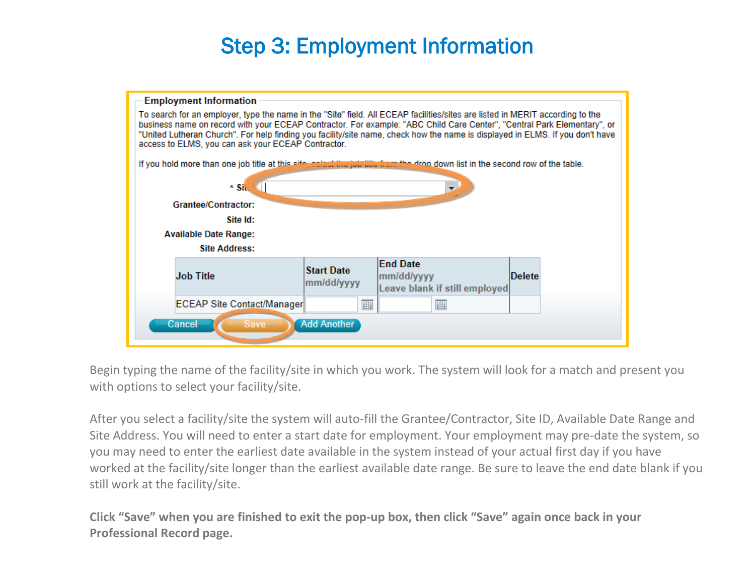# Step 3: Employment Information

**Employment Information**

To search for an employer, type the name in the "Site" field. All ECEAP facilities/sites are listed in MERIT according to the business name on record with your ECEAP Contractor. For example: "ABC Child Care Center", "Central Park Elementary", or "United Lutheran Church". For help finding you facility/site name, check how the name is displayed in ELMS. If you don't have access to ELMS, you can ask your ECEAP Contractor.

If you hold more than one job title at this site, select the job title from the drop down list in the second row of the table.

\* Site:

Grantee/Contractor:

Site Id:

Available Date Range:

Site Address:

| Job Title | Start Date mm/dd/yyyy | End Date mm/dd/yyyy Leave blank if still employed | Delete |
|---|---|---|---|
| ECEAP Site Contact/Manager | | | |

Cancel | Save | Add Another

Begin typing the name of the facility/site in which you work. The system will look for a match and present you with options to select your facility/site.

After you select a facility/site the system will auto-fill the Grantee/Contractor, Site ID, Available Date Range and Site Address. You will need to enter a start date for employment. Your employment may pre-date the system, so you may need to enter the earliest date available in the system instead of your actual first day if you have worked at the facility/site longer than the earliest available date range. Be sure to leave the end date blank if you still work at the facility/site.

**Click "Save" when you are finished to exit the pop-up box, then click "Save" again once back in your Professional Record page.**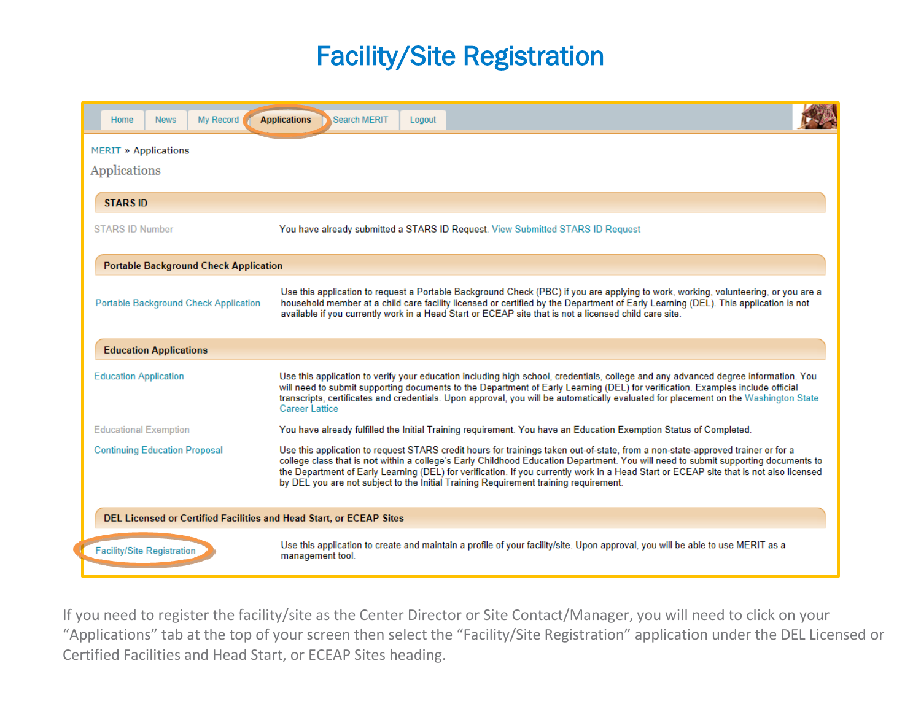# Facility/Site Registration

Home | News | My Record | **Applications** | Search MERIT | Logout

MERIT » Applications

Applications

**STARS ID**

| | |
|---|---|
| STARS ID Number | You have already submitted a STARS ID Request. View Submitted STARS ID Request |

**Portable Background Check Application**

| | |
|---|---|
| Portable Background Check Application | Use this application to request a Portable Background Check (PBC) if you are applying to work, working, volunteering, or you are a household member at a child care facility licensed or certified by the Department of Early Learning (DEL). This application is not available if you currently work in a Head Start or ECEAP site that is not a licensed child care site. |

**Education Applications**

| | |
|---|---|
| Education Application | Use this application to verify your education including high school, credentials, college and any advanced degree information. You will need to submit supporting documents to the Department of Early Learning (DEL) for verification. Examples include official transcripts, certificates and credentials. Upon approval, you will be automatically evaluated for placement on the Washington State Career Lattice |
| Educational Exemption | You have already fulfilled the Initial Training requirement. You have an Education Exemption Status of Completed. |
| Continuing Education Proposal | Use this application to request STARS credit hours for trainings taken out-of-state, from a non-state-approved trainer or for a college class that is **not** within a college's Early Childhood Education Department. You will need to submit supporting documents to the Department of Early Learning (DEL) for verification. If you currently work in a Head Start or ECEAP site that is not also licensed by DEL you are not subject to the Initial Training Requirement training requirement. |

**DEL Licensed or Certified Facilities and Head Start, or ECEAP Sites**

| | |
|---|---|
| Facility/Site Registration | Use this application to create and maintain a profile of your facility/site. Upon approval, you will be able to use MERIT as a management tool. |

If you need to register the facility/site as the Center Director or Site Contact/Manager, you will need to click on your "Applications" tab at the top of your screen then select the "Facility/Site Registration" application under the DEL Licensed or Certified Facilities and Head Start, or ECEAP Sites heading.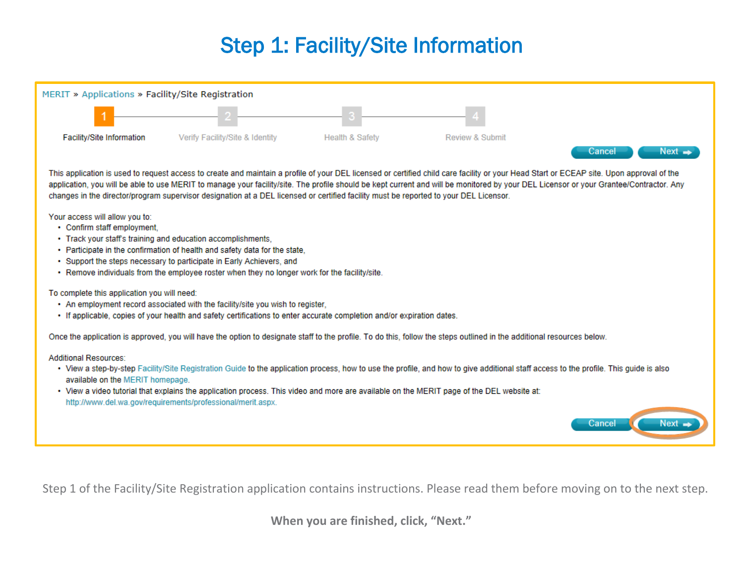# Step 1: Facility/Site Information

MERIT » Applications » Facility/Site Registration

1 Facility/Site Information — 2 Verify Facility/Site & Identity — 3 Health & Safety — 4 Review & Submit

Cancel | Next

This application is used to request access to create and maintain a profile of your DEL licensed or certified child care facility or your Head Start or ECEAP site. Upon approval of the application, you will be able to use MERIT to manage your facility/site. The profile should be kept current and will be monitored by your DEL Licensor or your Grantee/Contractor. Any changes in the director/program supervisor designation at a DEL licensed or certified facility must be reported to your DEL Licensor.

Your access will allow you to:

- Confirm staff employment,
- Track your staff's training and education accomplishments,
- Participate in the confirmation of health and safety data for the state,
- Support the steps necessary to participate in Early Achievers, and
- Remove individuals from the employee roster when they no longer work for the facility/site.

To complete this application you will need:

- An employment record associated with the facility/site you wish to register,
- If applicable, copies of your health and safety certifications to enter accurate completion and/or expiration dates.

Once the application is approved, you will have the option to designate staff to the profile. To do this, follow the steps outlined in the additional resources below.

Additional Resources:

- View a step-by-step Facility/Site Registration Guide to the application process, how to use the profile, and how to give additional staff access to the profile. This guide is also available on the MERIT homepage.
- View a video tutorial that explains the application process. This video and more are available on the MERIT page of the DEL website at: http://www.del.wa.gov/requirements/professional/merit.aspx.

Cancel | Next

Step 1 of the Facility/Site Registration application contains instructions. Please read them before moving on to the next step.

**When you are finished, click, "Next."**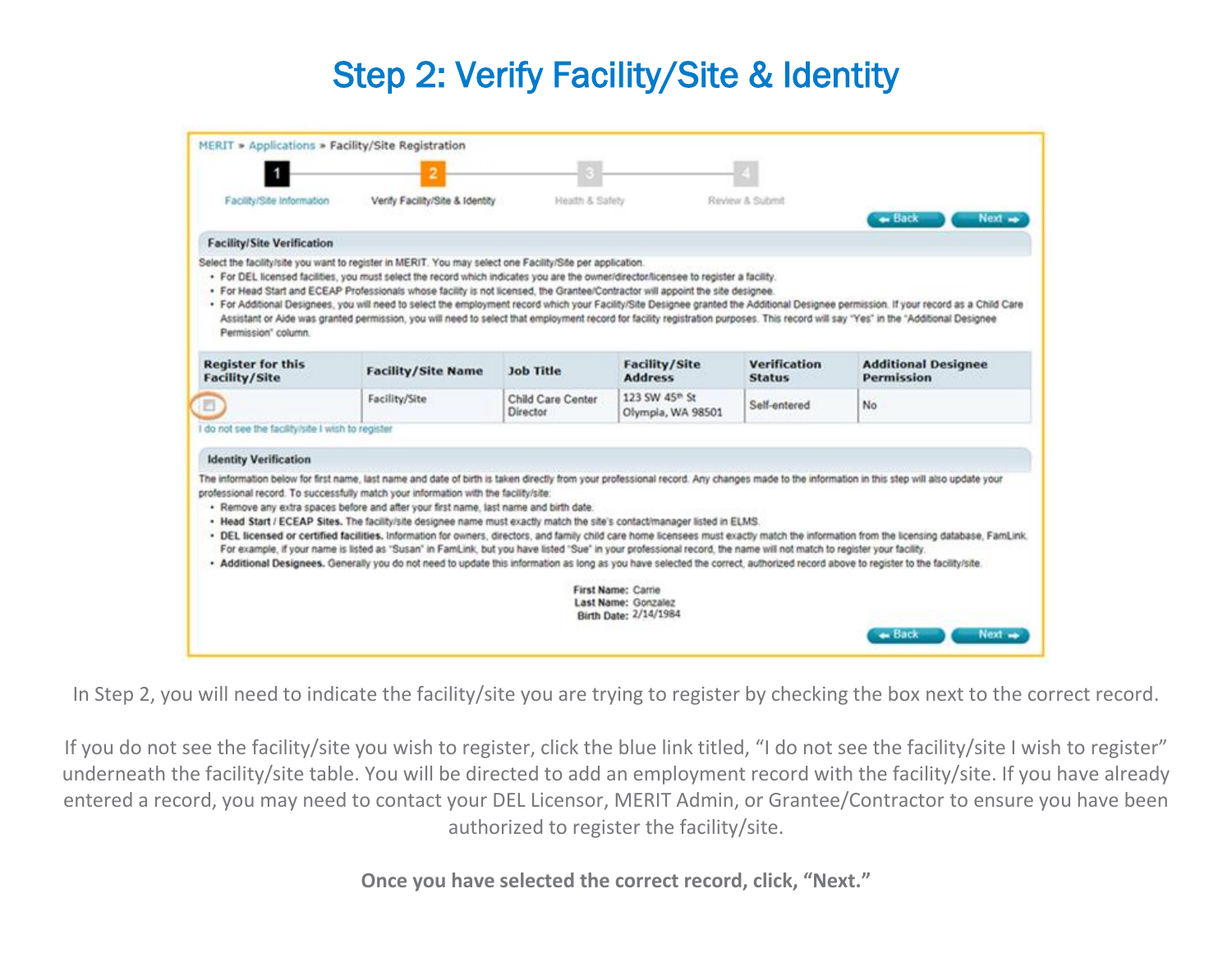# Step 2: Verify Facility/Site & Identity

MERIT » Applications » Facility/Site Registration

1 Facility/Site Information — 2 Verify Facility/Site & Identity — 3 Health & Safety — 4 Review & Submit

Back Next

**Facility/Site Verification**

Select the facility/site you want to register in MERIT. You may select one Facility/Site per application.

- For DEL licensed facilities, you must select the record which indicates you are the owner/director/licensee to register a facility.
- For Head Start and ECEAP Professionals whose facility is not licensed, the Grantee/Contractor will appoint the site designee.
- For Additional Designees, you will need to select the employment record which your Facility/Site Designee granted the Additional Designee permission. If your record as a Child Care Assistant or Aide was granted permission, you will need to select that employment record for facility registration purposes. This record will say "Yes" in the "Additional Designee Permission" column.

| Register for this Facility/Site | Facility/Site Name | Job Title | Facility/Site Address | Verification Status | Additional Designee Permission |
|---|---|---|---|---|---|
| ☐ | Facility/Site | Child Care Center Director | 123 SW 45th St Olympia, WA 98501 | Self-entered | No |

I do not see the facility/site I wish to register

**Identity Verification**

The information below for first name, last name and date of birth is taken directly from your professional record. Any changes made to the information in this step will also update your professional record. To successfully match your information with the facility/site:

- Remove any extra spaces before and after your first name, last name and birth date.
- **Head Start / ECEAP Sites.** The facility/site designee name must exactly match the site's contact/manager listed in ELMS.
- **DEL licensed or certified facilities.** Information for owners, directors, and family child care home licensees must exactly match the information from the licensing database, FamLink. For example, if your name is listed as "Susan" in FamLink, but you have listed "Sue" in your professional record, the name will not match to register your facility.
- **Additional Designees.** Generally you do not need to update this information as long as you have selected the correct, authorized record above to register to the facility/site.

**First Name:** Carrie
**Last Name:** Gonzalez
**Birth Date:** 2/14/1984

Back Next

In Step 2, you will need to indicate the facility/site you are trying to register by checking the box next to the correct record.

If you do not see the facility/site you wish to register, click the blue link titled, "I do not see the facility/site I wish to register" underneath the facility/site table. You will be directed to add an employment record with the facility/site. If you have already entered a record, you may need to contact your DEL Licensor, MERIT Admin, or Grantee/Contractor to ensure you have been authorized to register the facility/site.

**Once you have selected the correct record, click, "Next."**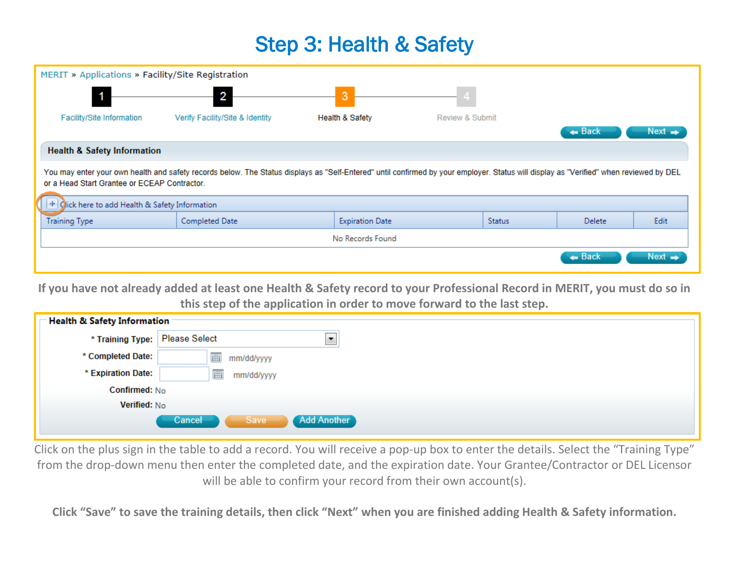# Step 3: Health & Safety

MERIT » Applications » Facility/Site Registration

1 Facility/Site Information — 2 Verify Facility/Site & Identity — 3 Health & Safety — 4 Review & Submit

Back | Next

**Health & Safety Information**

You may enter your own health and safety records below. The Status displays as "Self-Entered" until confirmed by your employer. Status will display as "Verified" when reviewed by DEL or a Head Start Grantee or ECEAP Contractor.

+ Click here to add Health & Safety Information

| Training Type | Completed Date | Expiration Date | Status | Delete | Edit |
|---|---|---|---|---|---|
| No Records Found | | | | | |

Back | Next

**If you have not already added at least one Health & Safety record to your Professional Record in MERIT, you must do so in this step of the application in order to move forward to the last step.**

**Health & Safety Information**

- * Training Type: Please Select
- * Completed Date: mm/dd/yyyy
- * Expiration Date: mm/dd/yyyy
- Confirmed: No
- Verified: No

Cancel | Save | Add Another

Click on the plus sign in the table to add a record. You will receive a pop-up box to enter the details. Select the "Training Type" from the drop-down menu then enter the completed date, and the expiration date. Your Grantee/Contractor or DEL Licensor will be able to confirm your record from their own account(s).

**Click "Save" to save the training details, then click "Next" when you are finished adding Health & Safety information.**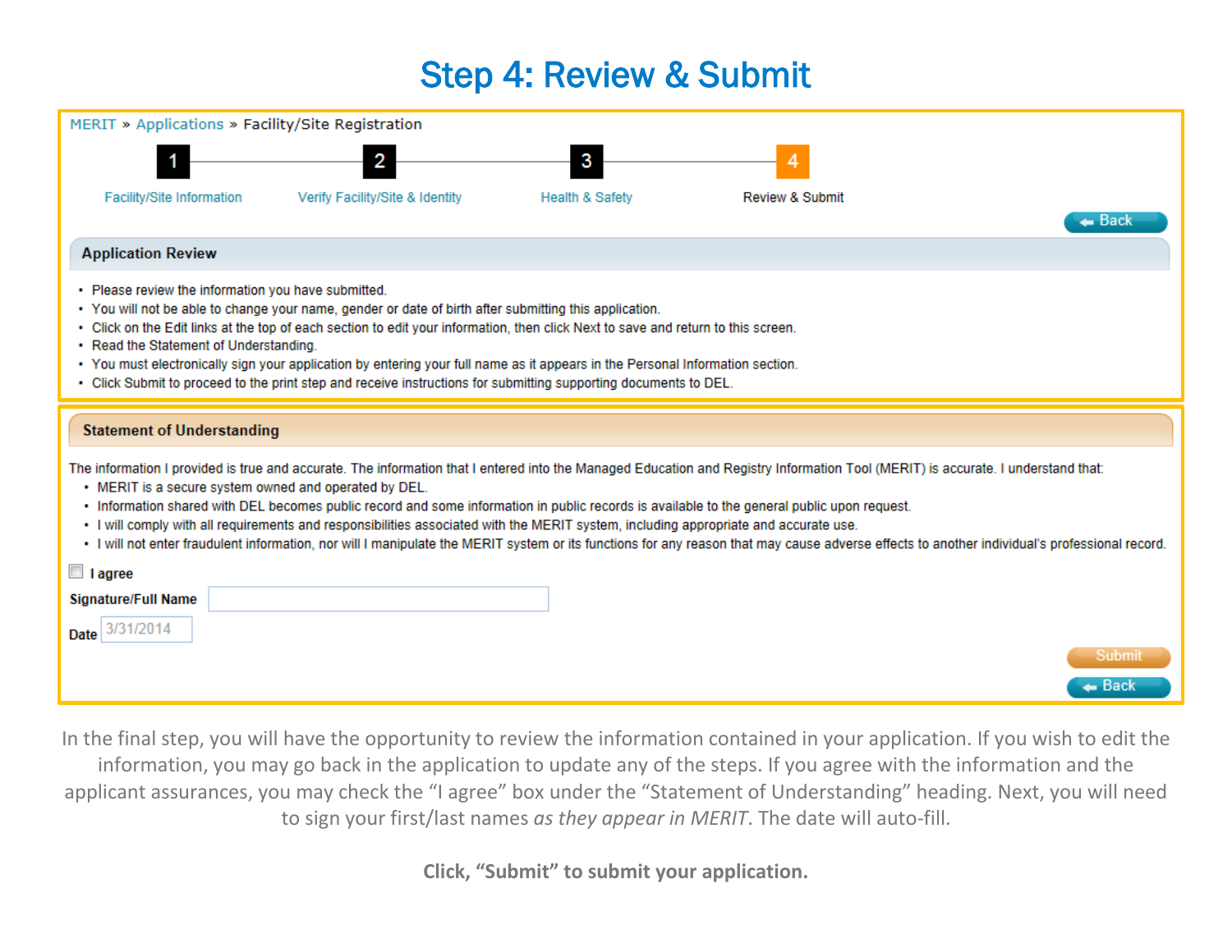# Step 4: Review & Submit

MERIT » Applications » Facility/Site Registration

1 Facility/Site Information — 2 Verify Facility/Site & Identity — 3 Health & Safety — 4 Review & Submit

Back

## Application Review

- Please review the information you have submitted.
- You will not be able to change your name, gender or date of birth after submitting this application.
- Click on the Edit links at the top of each section to edit your information, then click Next to save and return to this screen.
- Read the Statement of Understanding.
- You must electronically sign your application by entering your full name as it appears in the Personal Information section.
- Click Submit to proceed to the print step and receive instructions for submitting supporting documents to DEL.

## Statement of Understanding

The information I provided is true and accurate. The information that I entered into the Managed Education and Registry Information Tool (MERIT) is accurate. I understand that:

- MERIT is a secure system owned and operated by DEL.
- Information shared with DEL becomes public record and some information in public records is available to the general public upon request.
- I will comply with all requirements and responsibilities associated with the MERIT system, including appropriate and accurate use.
- I will not enter fraudulent information, nor will I manipulate the MERIT system or its functions for any reason that may cause adverse effects to another individual's professional record.

☐ I agree

Signature/Full Name

Date 3/31/2014

Submit

Back

In the final step, you will have the opportunity to review the information contained in your application. If you wish to edit the information, you may go back in the application to update any of the steps. If you agree with the information and the applicant assurances, you may check the "I agree" box under the "Statement of Understanding" heading. Next, you will need to sign your first/last names *as they appear in MERIT*. The date will auto-fill.

**Click, "Submit" to submit your application.**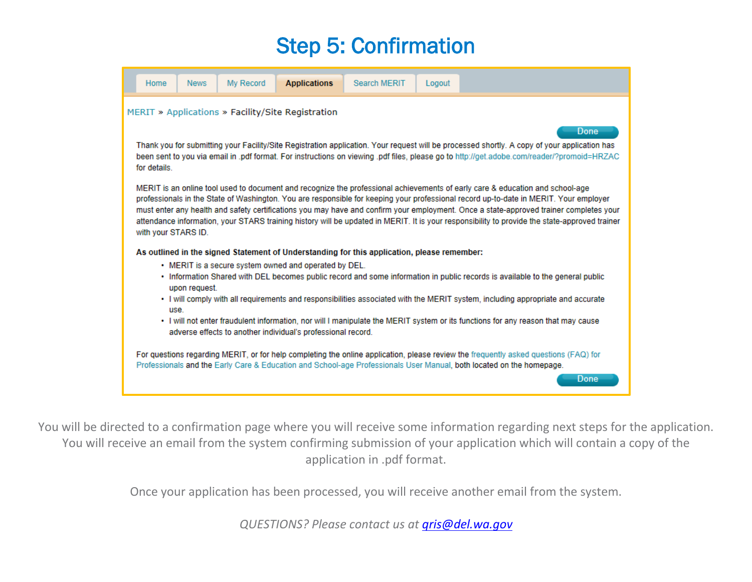# Step 5: Confirmation

Home | News | My Record | Applications | Search MERIT | Logout

MERIT » Applications » Facility/Site Registration

Done

Thank you for submitting your Facility/Site Registration application. Your request will be processed shortly. A copy of your application has been sent to you via email in .pdf format. For instructions on viewing .pdf files, please go to http://get.adobe.com/reader/?promoid=HRZAC for details.

MERIT is an online tool used to document and recognize the professional achievements of early care & education and school-age professionals in the State of Washington. You are responsible for keeping your professional record up-to-date in MERIT. Your employer must enter any health and safety certifications you may have and confirm your employment. Once a state-approved trainer completes your attendance information, your STARS training history will be updated in MERIT. It is your responsibility to provide the state-approved trainer with your STARS ID.

**As outlined in the signed Statement of Understanding for this application, please remember:**

- MERIT is a secure system owned and operated by DEL.
- Information Shared with DEL becomes public record and some information in public records is available to the general public upon request.
- I will comply with all requirements and responsibilities associated with the MERIT system, including appropriate and accurate use.
- I will not enter fraudulent information, nor will I manipulate the MERIT system or its functions for any reason that may cause adverse effects to another individual's professional record.

For questions regarding MERIT, or for help completing the online application, please review the frequently asked questions (FAQ) for Professionals and the Early Care & Education and School-age Professionals User Manual, both located on the homepage.

Done

You will be directed to a confirmation page where you will receive some information regarding next steps for the application. You will receive an email from the system confirming submission of your application which will contain a copy of the application in .pdf format.

Once your application has been processed, you will receive another email from the system.

*QUESTIONS? Please contact us at [qris@del.wa.gov](mailto:qris@del.wa.gov)*